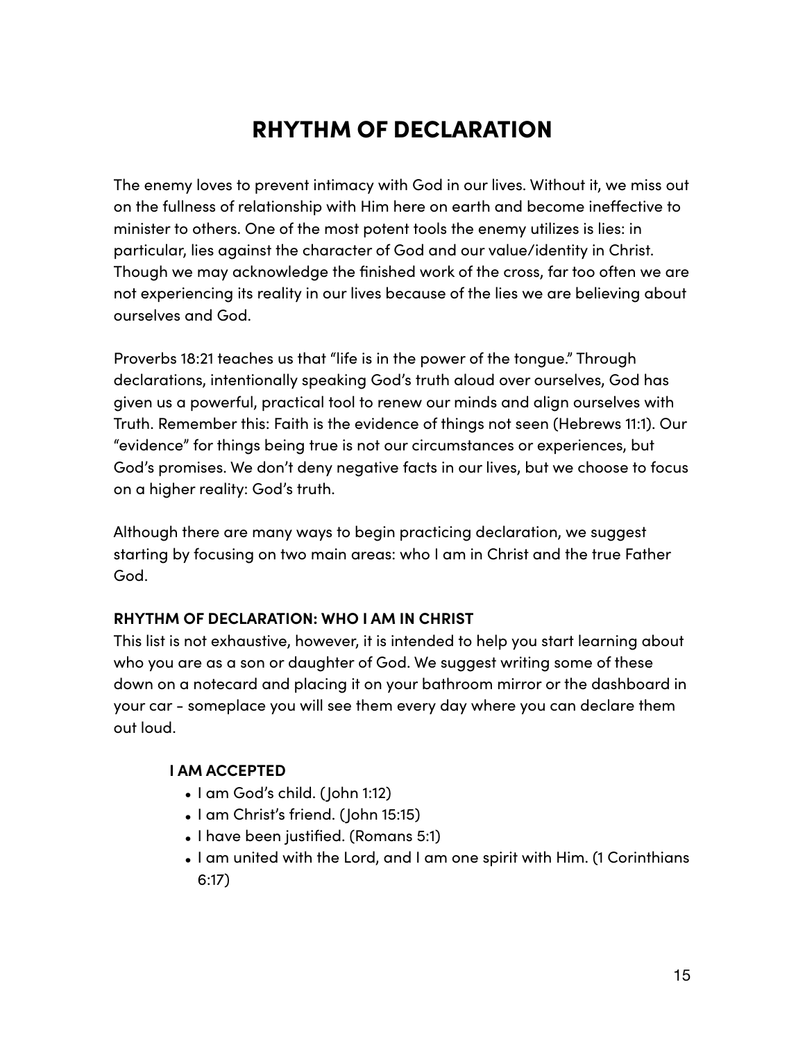# RHYTHM OF DECLARATION

The enemy loves to prevent intimacy with God in our lives. Without it, we miss out on the fullness of relationship with Him here on earth and become ineffective to minister to others. One of the most potent tools the enemy utilizes is lies: in particular, lies against the character of God and our value/identity in Christ. Though we may acknowledge the finished work of the cross, far too often we are not experiencing its reality in our lives because of the lies we are believing about ourselves and God.

Proverbs 18:21 teaches us that "life is in the power of the tongue." Through declarations, intentionally speaking God's truth aloud over ourselves, God has given us a powerful, practical tool to renew our minds and align ourselves with Truth. Remember this: Faith is the evidence of things not seen (Hebrews 11:1). Our "evidence" for things being true is not our circumstances or experiences, but God's promises. We don't deny negative facts in our lives, but we choose to focus on a higher reality: God's truth.

Although there are many ways to begin practicing declaration, we suggest starting by focusing on two main areas: who I am in Christ and the true Father God.

**RHYTHM OF DECLARATION: WHO I AM IN CHRIST**

This list is not exhaustive, however, it is intended to help you start learning about who you are as a son or daughter of God. We suggest writing some of these down on a notecard and placing it on your bathroom mirror or the dashboard in your car - someplace you will see them every day where you can declare them out loud.

**I AM ACCEPTED**

- I am God's child. (John 1:12)
- I am Christ's friend. (John 15:15)
- I have been justified. (Romans 5:1)
- I am united with the Lord, and I am one spirit with Him. (1 Corinthians 6:17)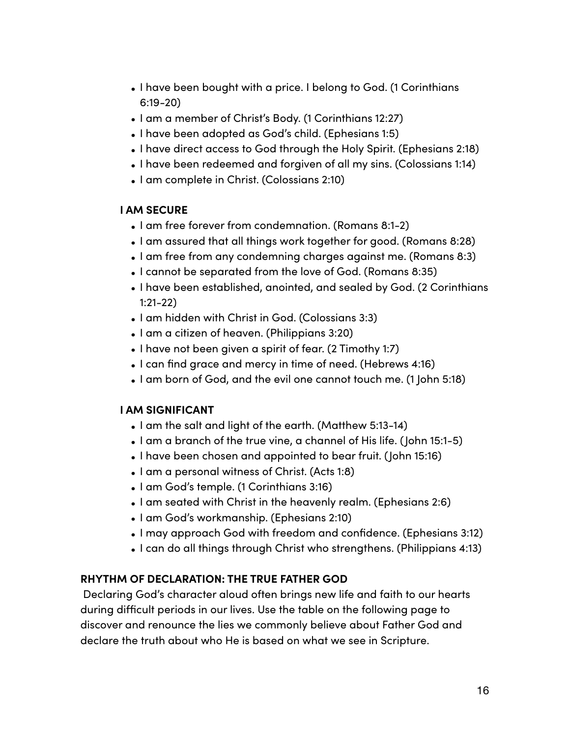- I have been bought with a price. I belong to God. (1 Corinthians 6:19-20)
- I am a member of Christ's Body. (1 Corinthians 12:27)
- I have been adopted as God's child. (Ephesians 1:5)
- I have direct access to God through the Holy Spirit. (Ephesians 2:18)
- I have been redeemed and forgiven of all my sins. (Colossians 1:14)
- I am complete in Christ. (Colossians 2:10)

**I AM SECURE**

- I am free forever from condemnation. (Romans 8:1-2)
- I am assured that all things work together for good. (Romans 8:28)
- I am free from any condemning charges against me. (Romans 8:3)
- I cannot be separated from the love of God. (Romans 8:35)
- I have been established, anointed, and sealed by God. (2 Corinthians 1:21-22)
- I am hidden with Christ in God. (Colossians 3:3)
- I am a citizen of heaven. (Philippians 3:20)
- I have not been given a spirit of fear. (2 Timothy 1:7)
- I can find grace and mercy in time of need. (Hebrews 4:16)
- I am born of God, and the evil one cannot touch me. (1 John 5:18)

**I AM SIGNIFICANT**

- I am the salt and light of the earth. (Matthew 5:13-14)
- I am a branch of the true vine, a channel of His life. (John 15:1-5)
- I have been chosen and appointed to bear fruit. (John 15:16)
- I am a personal witness of Christ. (Acts 1:8)
- I am God's temple. (1 Corinthians 3:16)
- I am seated with Christ in the heavenly realm. (Ephesians 2:6)
- I am God's workmanship. (Ephesians 2:10)
- I may approach God with freedom and confidence. (Ephesians 3:12)
- I can do all things through Christ who strengthens. (Philippians 4:13)

**RHYTHM OF DECLARATION: THE TRUE FATHER GOD**

Declaring God's character aloud often brings new life and faith to our hearts during difficult periods in our lives. Use the table on the following page to discover and renounce the lies we commonly believe about Father God and declare the truth about who He is based on what we see in Scripture.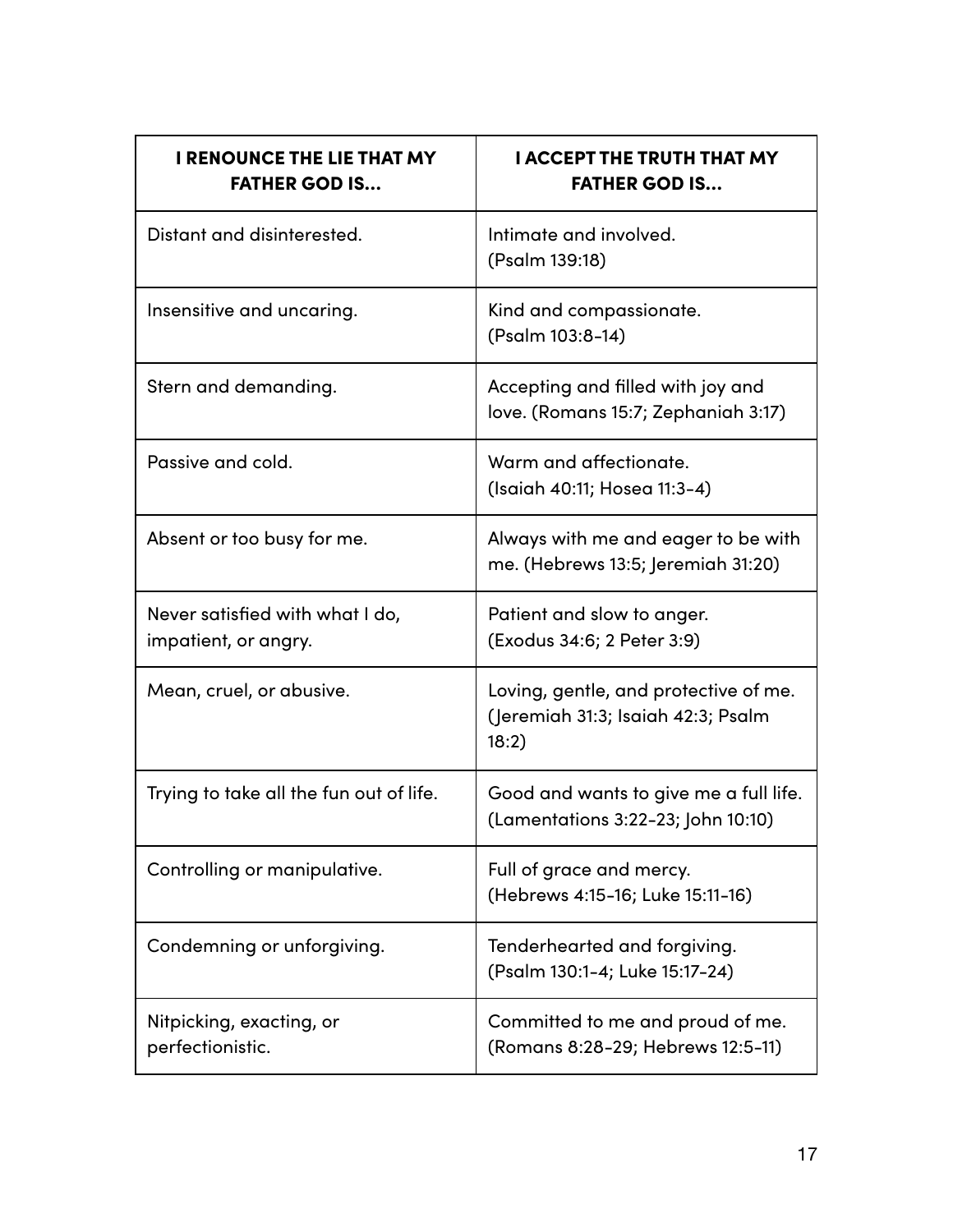| I RENOUNCE THE LIE THAT MY FATHER GOD IS... | I ACCEPT THE TRUTH THAT MY FATHER GOD IS... |
|---|---|
| Distant and disinterested. | Intimate and involved. (Psalm 139:18) |
| Insensitive and uncaring. | Kind and compassionate. (Psalm 103:8-14) |
| Stern and demanding. | Accepting and filled with joy and love. (Romans 15:7; Zephaniah 3:17) |
| Passive and cold. | Warm and affectionate. (Isaiah 40:11; Hosea 11:3-4) |
| Absent or too busy for me. | Always with me and eager to be with me. (Hebrews 13:5; Jeremiah 31:20) |
| Never satisfied with what I do, impatient, or angry. | Patient and slow to anger. (Exodus 34:6; 2 Peter 3:9) |
| Mean, cruel, or abusive. | Loving, gentle, and protective of me. (Jeremiah 31:3; Isaiah 42:3; Psalm 18:2) |
| Trying to take all the fun out of life. | Good and wants to give me a full life. (Lamentations 3:22-23; John 10:10) |
| Controlling or manipulative. | Full of grace and mercy. (Hebrews 4:15-16; Luke 15:11-16) |
| Condemning or unforgiving. | Tenderhearted and forgiving. (Psalm 130:1-4; Luke 15:17-24) |
| Nitpicking, exacting, or perfectionistic. | Committed to me and proud of me. (Romans 8:28-29; Hebrews 12:5-11) |